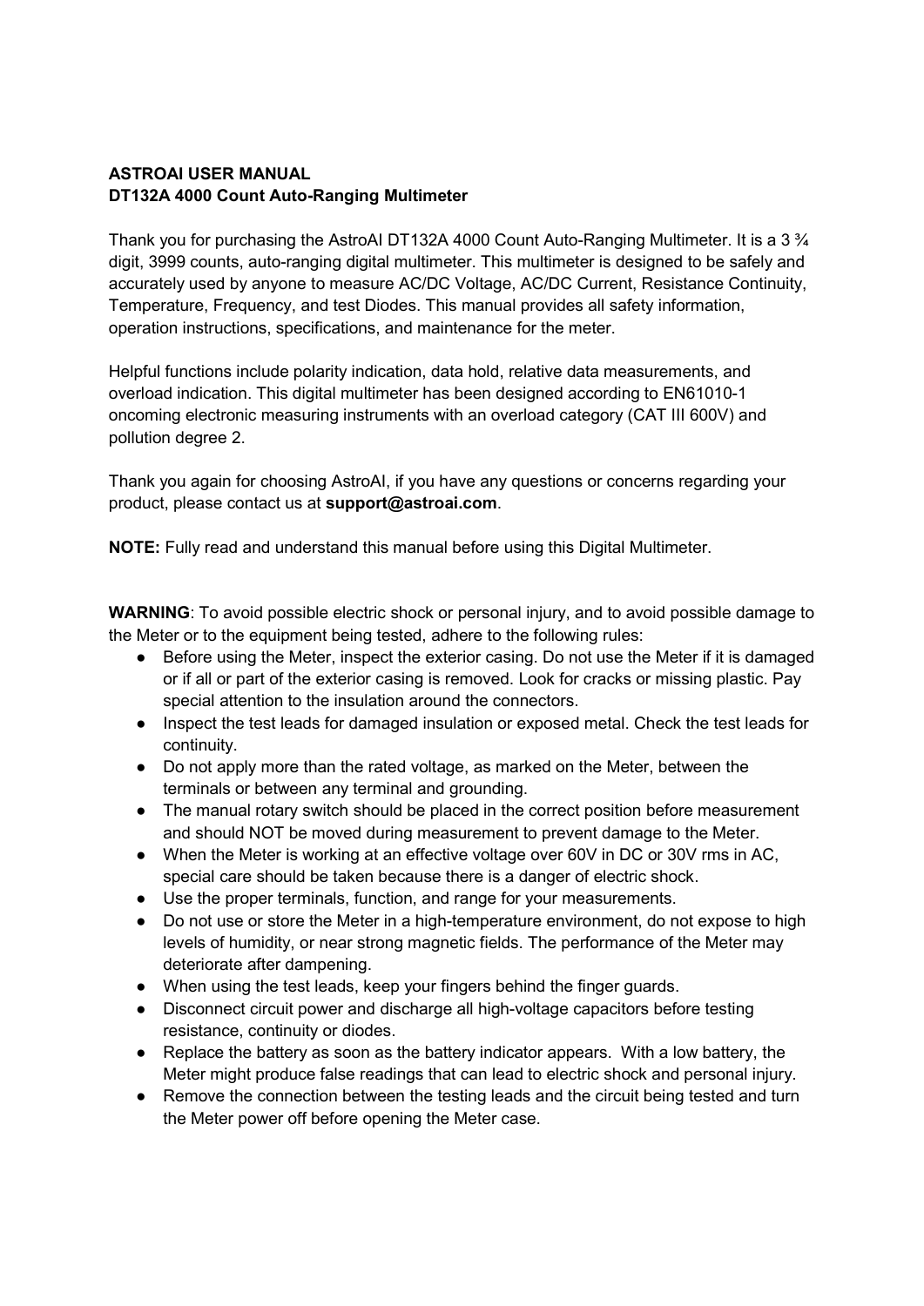**ASTROAI USER MANUAL**
**DT132A 4000 Count Auto-Ranging Multimeter**

Thank you for purchasing the AstroAI DT132A 4000 Count Auto-Ranging Multimeter. It is a 3 ¾ digit, 3999 counts, auto-ranging digital multimeter. This multimeter is designed to be safely and accurately used by anyone to measure AC/DC Voltage, AC/DC Current, Resistance Continuity, Temperature, Frequency, and test Diodes. This manual provides all safety information, operation instructions, specifications, and maintenance for the meter.

Helpful functions include polarity indication, data hold, relative data measurements, and overload indication. This digital multimeter has been designed according to EN61010-1 oncoming electronic measuring instruments with an overload category (CAT III 600V) and pollution degree 2.

Thank you again for choosing AstroAI, if you have any questions or concerns regarding your product, please contact us at **support@astroai.com**.

**NOTE:** Fully read and understand this manual before using this Digital Multimeter.

**WARNING**: To avoid possible electric shock or personal injury, and to avoid possible damage to the Meter or to the equipment being tested, adhere to the following rules:

- Before using the Meter, inspect the exterior casing. Do not use the Meter if it is damaged or if all or part of the exterior casing is removed. Look for cracks or missing plastic. Pay special attention to the insulation around the connectors.
- Inspect the test leads for damaged insulation or exposed metal. Check the test leads for continuity.
- Do not apply more than the rated voltage, as marked on the Meter, between the terminals or between any terminal and grounding.
- The manual rotary switch should be placed in the correct position before measurement and should NOT be moved during measurement to prevent damage to the Meter.
- When the Meter is working at an effective voltage over 60V in DC or 30V rms in AC, special care should be taken because there is a danger of electric shock.
- Use the proper terminals, function, and range for your measurements.
- Do not use or store the Meter in a high-temperature environment, do not expose to high levels of humidity, or near strong magnetic fields. The performance of the Meter may deteriorate after dampening.
- When using the test leads, keep your fingers behind the finger guards.
- Disconnect circuit power and discharge all high-voltage capacitors before testing resistance, continuity or diodes.
- Replace the battery as soon as the battery indicator appears. With a low battery, the Meter might produce false readings that can lead to electric shock and personal injury.
- Remove the connection between the testing leads and the circuit being tested and turn the Meter power off before opening the Meter case.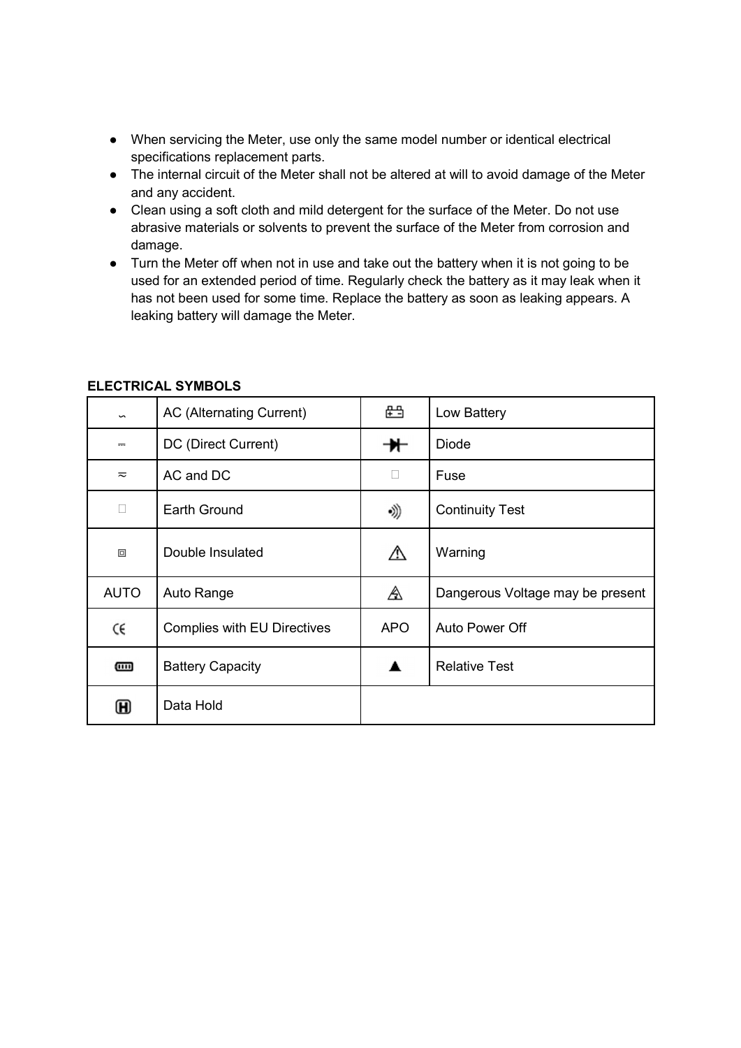- When servicing the Meter, use only the same model number or identical electrical specifications replacement parts.
- The internal circuit of the Meter shall not be altered at will to avoid damage of the Meter and any accident.
- Clean using a soft cloth and mild detergent for the surface of the Meter. Do not use abrasive materials or solvents to prevent the surface of the Meter from corrosion and damage.
- Turn the Meter off when not in use and take out the battery when it is not going to be used for an extended period of time. Regularly check the battery as it may leak when it has not been used for some time. Replace the battery as soon as leaking appears. A leaking battery will damage the Meter.

**ELECTRICAL SYMBOLS**

| Symbol | Meaning | Symbol | Meaning |
|---|---|---|---|
| ∽ | AC (Alternating Current) | 🔋 | Low Battery |
| ⎓ | DC (Direct Current) | ⊣▶⊢ | Diode |
| ≂ | AC and DC | | Fuse |
| | Earth Ground | •))) | Continuity Test |
| ⧈ | Double Insulated | ⚠ | Warning |
| AUTO | Auto Range | ⚡ | Dangerous Voltage may be present |
| CE | Complies with EU Directives | APO | Auto Power Off |
| ▭ | Battery Capacity | ▲ | Relative Test |
| H | Data Hold | | |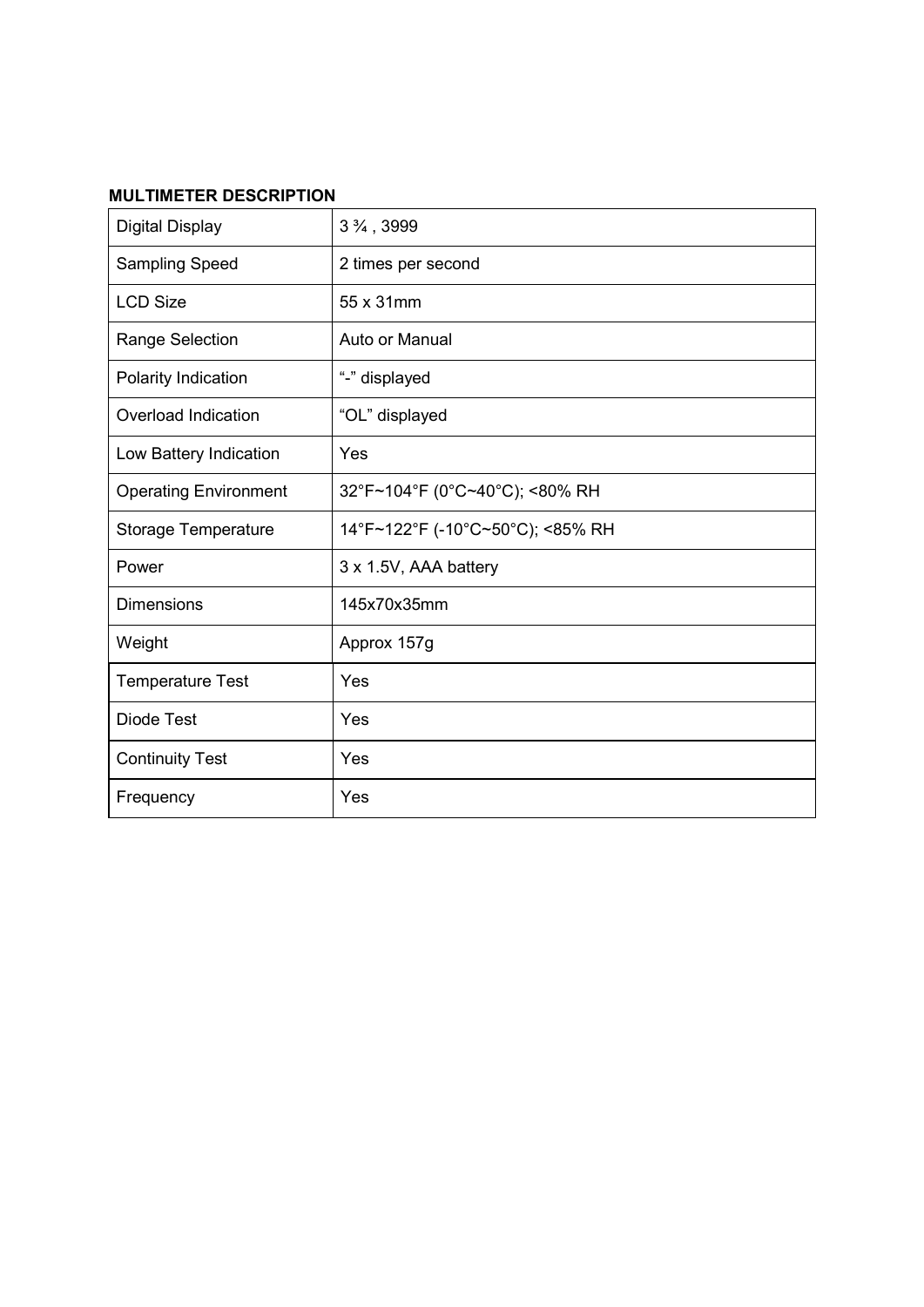**MULTIMETER DESCRIPTION**

| Digital Display | 3 ¾ , 3999 |
|---|---|
| Sampling Speed | 2 times per second |
| LCD Size | 55 x 31mm |
| Range Selection | Auto or Manual |
| Polarity Indication | "-" displayed |
| Overload Indication | "OL" displayed |
| Low Battery Indication | Yes |
| Operating Environment | 32°F~104°F (0°C~40°C); <80% RH |
| Storage Temperature | 14°F~122°F (-10°C~50°C); <85% RH |
| Power | 3 x 1.5V, AAA battery |
| Dimensions | 145x70x35mm |
| Weight | Approx 157g |
| Temperature Test | Yes |
| Diode Test | Yes |
| Continuity Test | Yes |
| Frequency | Yes |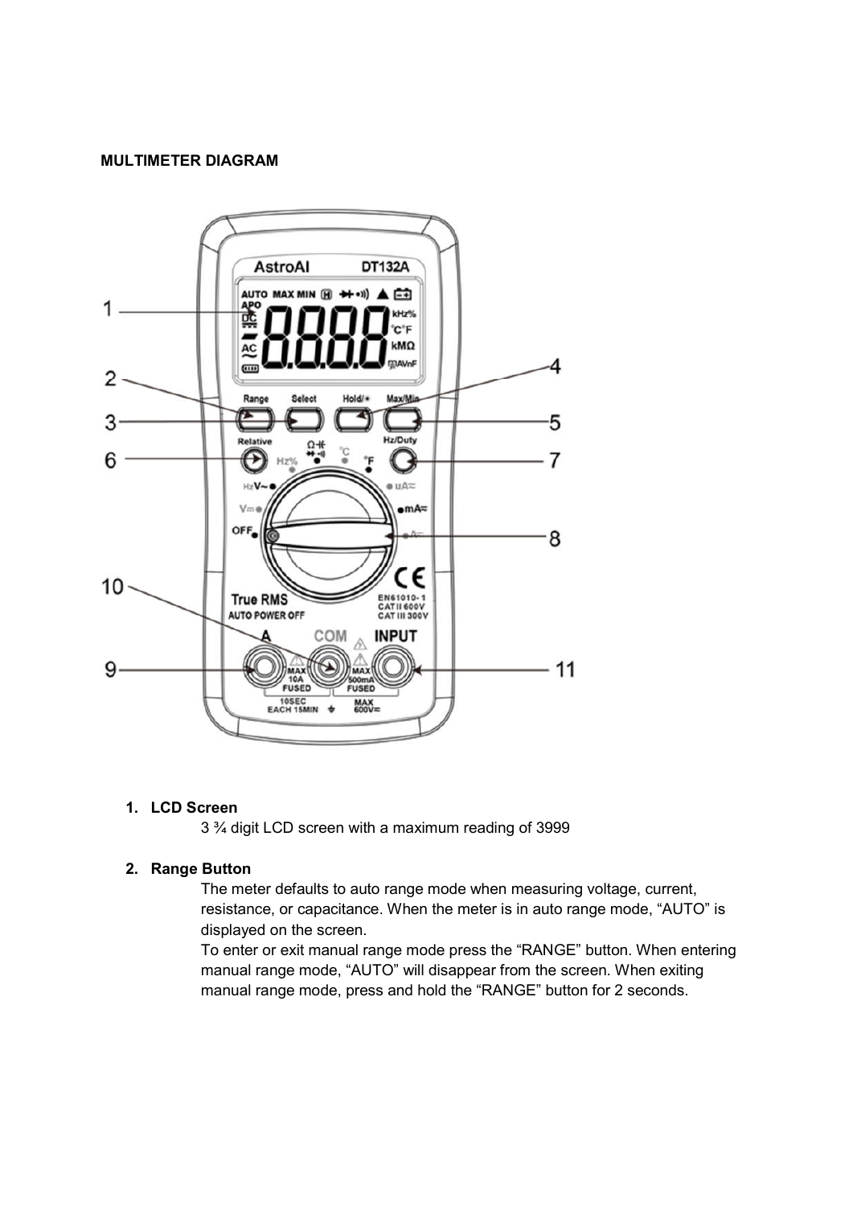**MULTIMETER DIAGRAM**

1. **LCD Screen**

   3 ¾ digit LCD screen with a maximum reading of 3999

2. **Range Button**

   The meter defaults to auto range mode when measuring voltage, current, resistance, or capacitance. When the meter is in auto range mode, “AUTO” is displayed on the screen.

   To enter or exit manual range mode press the “RANGE” button. When entering manual range mode, “AUTO” will disappear from the screen. When exiting manual range mode, press and hold the “RANGE” button for 2 seconds.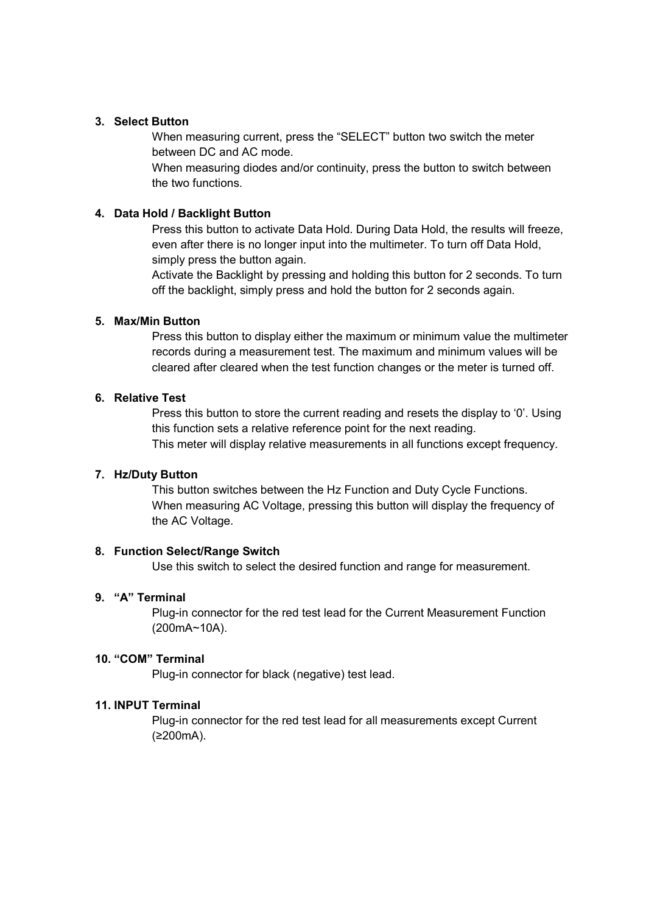3. **Select Button**

   When measuring current, press the “SELECT” button two switch the meter between DC and AC mode.

   When measuring diodes and/or continuity, press the button to switch between the two functions.

4. **Data Hold / Backlight Button**

   Press this button to activate Data Hold. During Data Hold, the results will freeze, even after there is no longer input into the multimeter. To turn off Data Hold, simply press the button again.

   Activate the Backlight by pressing and holding this button for 2 seconds. To turn off the backlight, simply press and hold the button for 2 seconds again.

5. **Max/Min Button**

   Press this button to display either the maximum or minimum value the multimeter records during a measurement test. The maximum and minimum values will be cleared after cleared when the test function changes or the meter is turned off.

6. **Relative Test**

   Press this button to store the current reading and resets the display to ‘0’. Using this function sets a relative reference point for the next reading.

   This meter will display relative measurements in all functions except frequency.

7. **Hz/Duty Button**

   This button switches between the Hz Function and Duty Cycle Functions.

   When measuring AC Voltage, pressing this button will display the frequency of the AC Voltage.

8. **Function Select/Range Switch**

   Use this switch to select the desired function and range for measurement.

9. **“A” Terminal**

   Plug-in connector for the red test lead for the Current Measurement Function (200mA~10A).

10. **“COM” Terminal**

    Plug-in connector for black (negative) test lead.

11. **INPUT Terminal**

    Plug-in connector for the red test lead for all measurements except Current (≥200mA).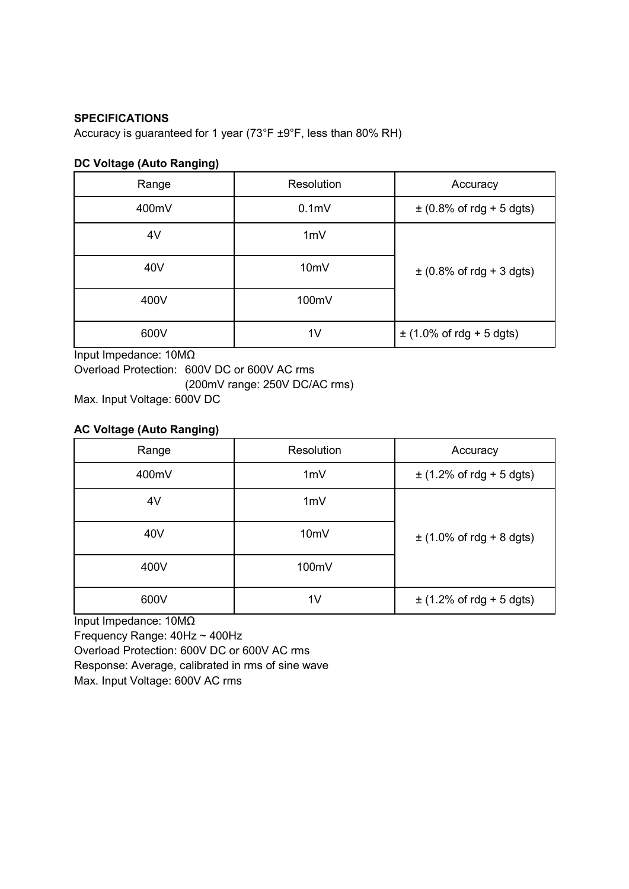**SPECIFICATIONS**

Accuracy is guaranteed for 1 year (73°F ±9°F, less than 80% RH)

**DC Voltage (Auto Ranging)**

| Range | Resolution | Accuracy |
|---|---|---|
| 400mV | 0.1mV | ± (0.8% of rdg + 5 dgts) |
| 4V | 1mV | ± (0.8% of rdg + 3 dgts) |
| 40V | 10mV | |
| 400V | 100mV | |
| 600V | 1V | ± (1.0% of rdg + 5 dgts) |

Input Impedance: 10MΩ

Overload Protection: 600V DC or 600V AC rms
(200mV range: 250V DC/AC rms)

Max. Input Voltage: 600V DC

**AC Voltage (Auto Ranging)**

| Range | Resolution | Accuracy |
|---|---|---|
| 400mV | 1mV | ± (1.2% of rdg + 5 dgts) |
| 4V | 1mV | ± (1.0% of rdg + 8 dgts) |
| 40V | 10mV | |
| 400V | 100mV | |
| 600V | 1V | ± (1.2% of rdg + 5 dgts) |

Input Impedance: 10MΩ

Frequency Range: 40Hz ~ 400Hz

Overload Protection: 600V DC or 600V AC rms

Response: Average, calibrated in rms of sine wave

Max. Input Voltage: 600V AC rms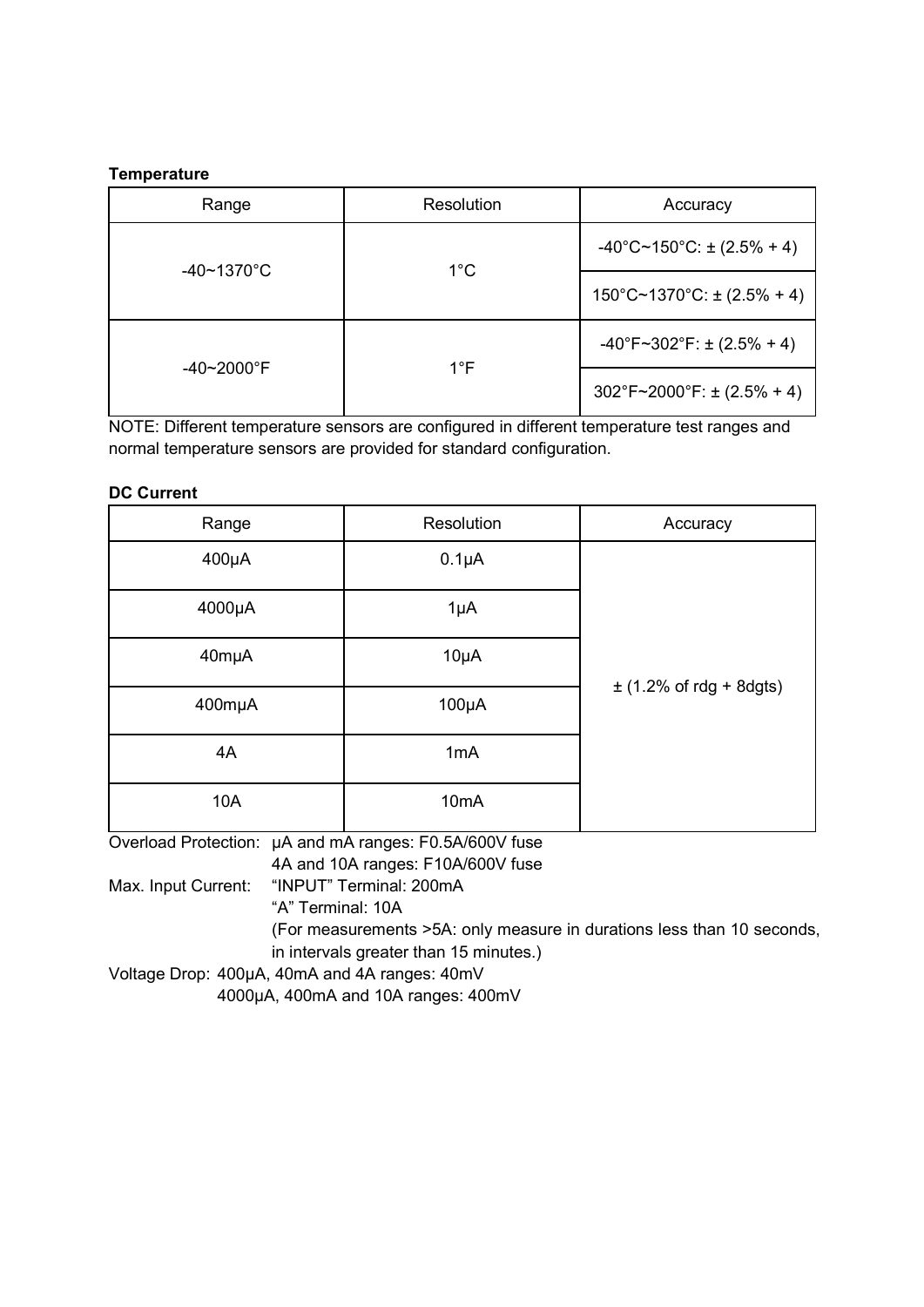**Temperature**

| Range | Resolution | Accuracy |
| --- | --- | --- |
| -40~1370°C | 1°C | -40°C~150°C: ± (2.5% + 4) |
| | | 150°C~1370°C: ± (2.5% + 4) |
| -40~2000°F | 1°F | -40°F~302°F: ± (2.5% + 4) |
| | | 302°F~2000°F: ± (2.5% + 4) |

NOTE: Different temperature sensors are configured in different temperature test ranges and normal temperature sensors are provided for standard configuration.

**DC Current**

| Range | Resolution | Accuracy |
| --- | --- | --- |
| 400μA | 0.1μA | ± (1.2% of rdg + 8dgts) |
| 4000μA | 1μA | |
| 40mμA | 10μA | |
| 400mμA | 100μA | |
| 4A | 1mA | |
| 10A | 10mA | |

Overload Protection: μA and mA ranges: F0.5A/600V fuse
4A and 10A ranges: F10A/600V fuse

Max. Input Current: "INPUT" Terminal: 200mA
"A" Terminal: 10A
(For measurements >5A: only measure in durations less than 10 seconds, in intervals greater than 15 minutes.)

Voltage Drop: 400μA, 40mA and 4A ranges: 40mV
4000μA, 400mA and 10A ranges: 400mV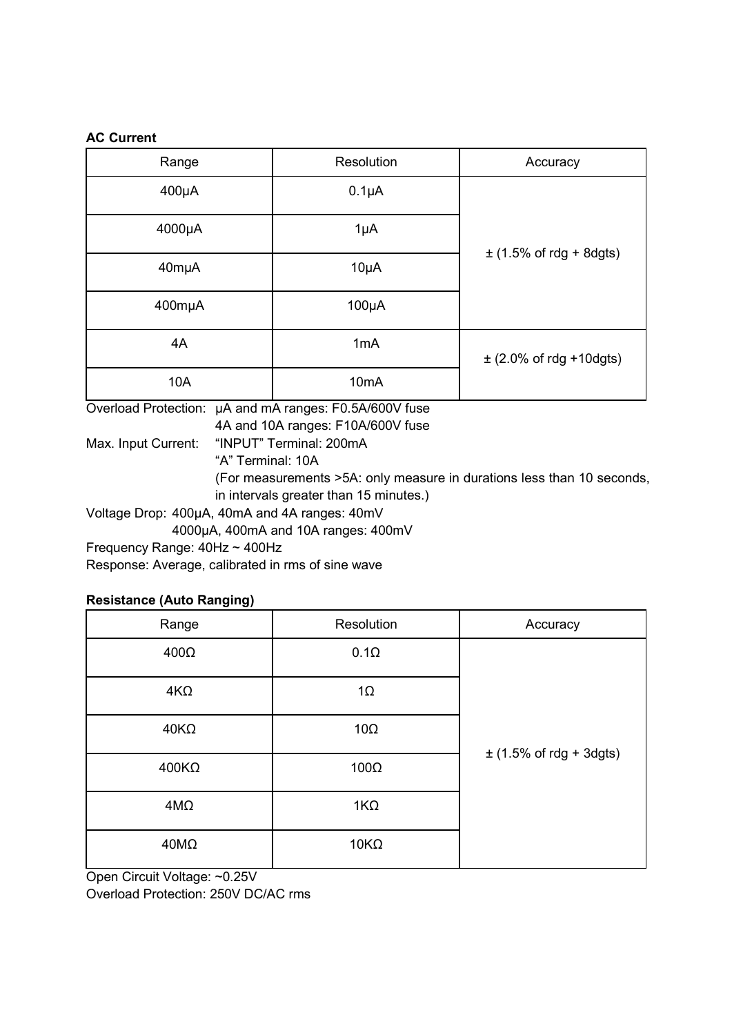**AC Current**

| Range | Resolution | Accuracy |
| --- | --- | --- |
| 400μA | 0.1μA | ± (1.5% of rdg + 8dgts) |
| 4000μA | 1μA | |
| 40mμA | 10μA | |
| 400mμA | 100μA | |
| 4A | 1mA | ± (2.0% of rdg +10dgts) |
| 10A | 10mA | |

Overload Protection: μA and mA ranges: F0.5A/600V fuse
4A and 10A ranges: F10A/600V fuse

Max. Input Current: "INPUT" Terminal: 200mA
"A" Terminal: 10A
(For measurements >5A: only measure in durations less than 10 seconds, in intervals greater than 15 minutes.)

Voltage Drop: 400μA, 40mA and 4A ranges: 40mV
4000μA, 400mA and 10A ranges: 400mV

Frequency Range: 40Hz ~ 400Hz

Response: Average, calibrated in rms of sine wave

**Resistance (Auto Ranging)**

| Range | Resolution | Accuracy |
| --- | --- | --- |
| 400Ω | 0.1Ω | ± (1.5% of rdg + 3dgts) |
| 4KΩ | 1Ω | |
| 40KΩ | 10Ω | |
| 400KΩ | 100Ω | |
| 4MΩ | 1KΩ | |
| 40MΩ | 10KΩ | |

Open Circuit Voltage: ~0.25V

Overload Protection: 250V DC/AC rms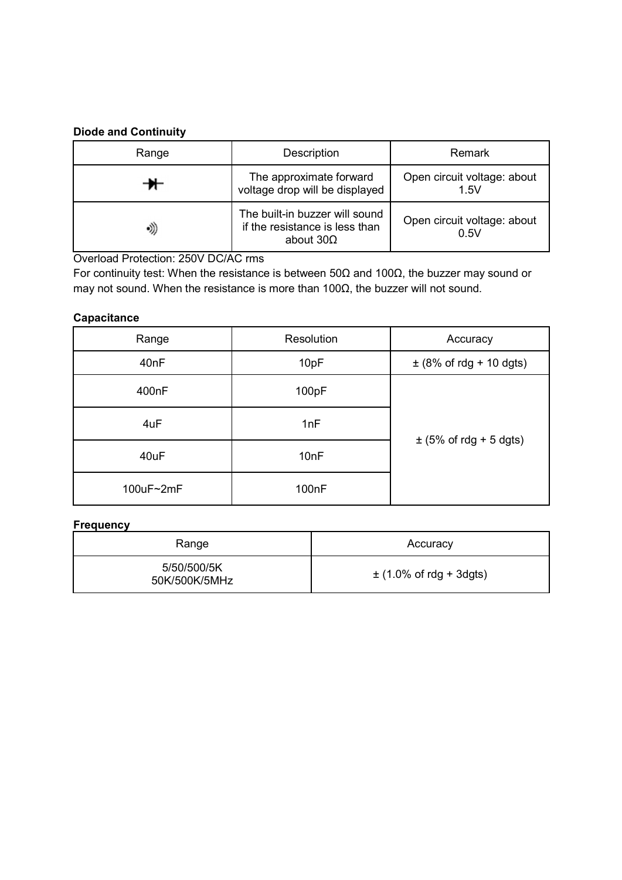**Diode and Continuity**

| Range | Description | Remark |
|---|---|---|
| ⊣▶⊢ | The approximate forward voltage drop will be displayed | Open circuit voltage: about 1.5V |
| •))) | The built-in buzzer will sound if the resistance is less than about 30Ω | Open circuit voltage: about 0.5V |

Overload Protection: 250V DC/AC rms

For continuity test: When the resistance is between 50Ω and 100Ω, the buzzer may sound or may not sound. When the resistance is more than 100Ω, the buzzer will not sound.

**Capacitance**

| Range | Resolution | Accuracy |
|---|---|---|
| 40nF | 10pF | ± (8% of rdg + 10 dgts) |
| 400nF | 100pF | ± (5% of rdg + 5 dgts) |
| 4uF | 1nF | |
| 40uF | 10nF | |
| 100uF~2mF | 100nF | |

**Frequency**

| Range | Accuracy |
|---|---|
| 5/50/500/5K 50K/500K/5MHz | ± (1.0% of rdg + 3dgts) |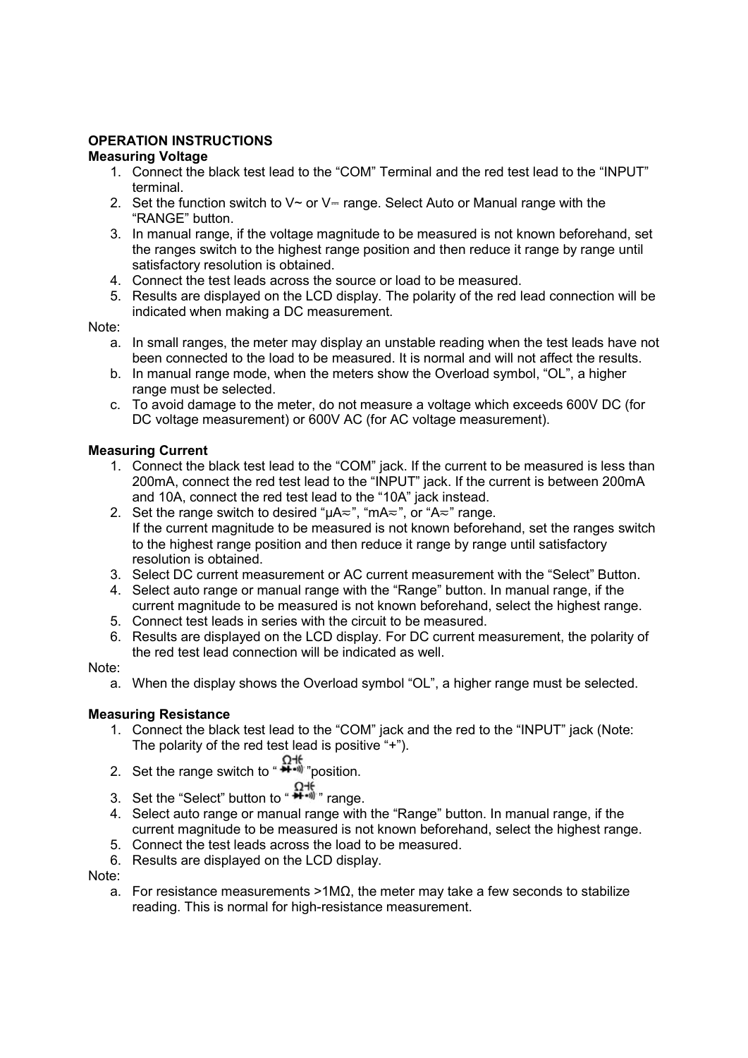**OPERATION INSTRUCTIONS**

**Measuring Voltage**

1. Connect the black test lead to the “COM” Terminal and the red test lead to the “INPUT” terminal.
2. Set the function switch to V~ or V⎓ range. Select Auto or Manual range with the “RANGE” button.
3. In manual range, if the voltage magnitude to be measured is not known beforehand, set the ranges switch to the highest range position and then reduce it range by range until satisfactory resolution is obtained.
4. Connect the test leads across the source or load to be measured.
5. Results are displayed on the LCD display. The polarity of the red lead connection will be indicated when making a DC measurement.

Note:

a. In small ranges, the meter may display an unstable reading when the test leads have not been connected to the load to be measured. It is normal and will not affect the results.
b. In manual range mode, when the meters show the Overload symbol, “OL”, a higher range must be selected.
c. To avoid damage to the meter, do not measure a voltage which exceeds 600V DC (for DC voltage measurement) or 600V AC (for AC voltage measurement).

**Measuring Current**

1. Connect the black test lead to the “COM” jack. If the current to be measured is less than 200mA, connect the red test lead to the “INPUT” jack. If the current is between 200mA and 10A, connect the red test lead to the “10A” jack instead.
2. Set the range switch to desired “μA≂”, “mA≂”, or “A≂” range.
   If the current magnitude to be measured is not known beforehand, set the ranges switch to the highest range position and then reduce it range by range until satisfactory resolution is obtained.
3. Select DC current measurement or AC current measurement with the “Select” Button.
4. Select auto range or manual range with the “Range” button. In manual range, if the current magnitude to be measured is not known beforehand, select the highest range.
5. Connect test leads in series with the circuit to be measured.
6. Results are displayed on the LCD display. For DC current measurement, the polarity of the red test lead connection will be indicated as well.

Note:

a. When the display shows the Overload symbol “OL”, a higher range must be selected.

**Measuring Resistance**

1. Connect the black test lead to the “COM” jack and the red to the “INPUT” jack (Note: The polarity of the red test lead is positive “+”).
2. Set the range switch to “Ω⊣⊢ ➔⊢ •)))”position.
3. Set the “Select” button to “Ω⊣⊢ ➔⊢ •)))” range.
4. Select auto range or manual range with the “Range” button. In manual range, if the current magnitude to be measured is not known beforehand, select the highest range.
5. Connect the test leads across the load to be measured.
6. Results are displayed on the LCD display.

Note:

a. For resistance measurements >1MΩ, the meter may take a few seconds to stabilize reading. This is normal for high-resistance measurement.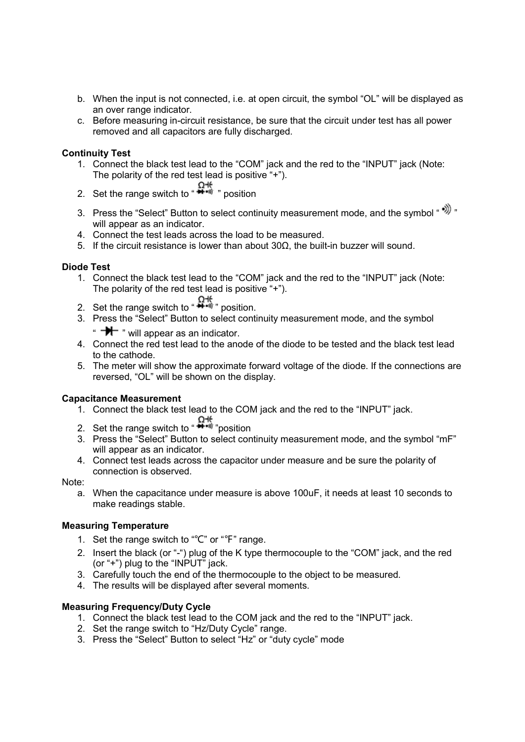b. When the input is not connected, i.e. at open circuit, the symbol “OL” will be displayed as an over range indicator.
c. Before measuring in-circuit resistance, be sure that the circuit under test has all power removed and all capacitors are fully discharged.

**Continuity Test**

1. Connect the black test lead to the “COM” jack and the red to the “INPUT” jack (Note: The polarity of the red test lead is positive “+”).
2. Set the range switch to “ Ω⊣⊢ ⯈⊢•))) ” position
3. Press the “Select” Button to select continuity measurement mode, and the symbol “ •))) ” will appear as an indicator.
4. Connect the test leads across the load to be measured.
5. If the circuit resistance is lower than about 30Ω, the built-in buzzer will sound.

**Diode Test**

1. Connect the black test lead to the “COM” jack and the red to the “INPUT” jack (Note: The polarity of the red test lead is positive “+”).
2. Set the range switch to “ Ω⊣⊢ ⯈⊢•))) ” position.
3. Press the “Select” Button to select continuity measurement mode, and the symbol “ ⯈⊢ ” will appear as an indicator.
4. Connect the red test lead to the anode of the diode to be tested and the black test lead to the cathode.
5. The meter will show the approximate forward voltage of the diode. If the connections are reversed, “OL” will be shown on the display.

**Capacitance Measurement**

1. Connect the black test lead to the COM jack and the red to the “INPUT” jack.
2. Set the range switch to “ Ω⊣⊢ ⯈⊢•))) ”position
3. Press the “Select” Button to select continuity measurement mode, and the symbol “mF” will appear as an indicator.
4. Connect test leads across the capacitor under measure and be sure the polarity of connection is observed.

Note:

a. When the capacitance under measure is above 100uF, it needs at least 10 seconds to make readings stable.

**Measuring Temperature**

1. Set the range switch to “℃” or “℉” range.
2. Insert the black (or “-“) plug of the K type thermocouple to the “COM” jack, and the red (or “+”) plug to the “INPUT” jack.
3. Carefully touch the end of the thermocouple to the object to be measured.
4. The results will be displayed after several moments.

**Measuring Frequency/Duty Cycle**

1. Connect the black test lead to the COM jack and the red to the “INPUT” jack.
2. Set the range switch to “Hz/Duty Cycle” range.
3. Press the “Select” Button to select “Hz” or “duty cycle” mode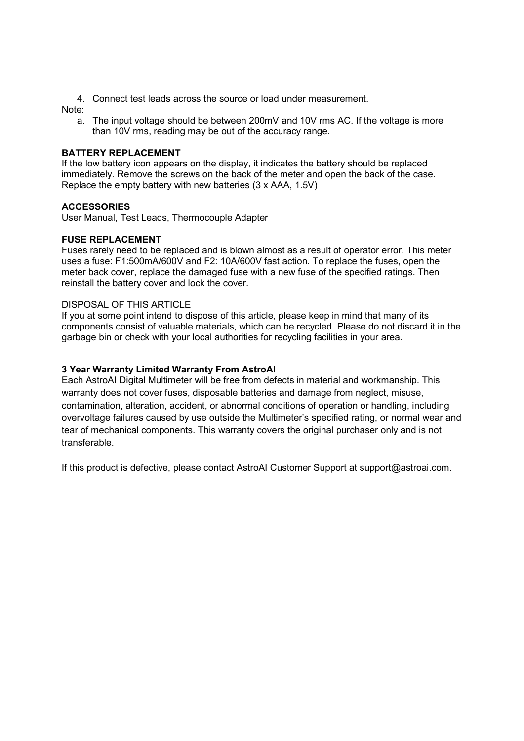4. Connect test leads across the source or load under measurement.

Note:

a. The input voltage should be between 200mV and 10V rms AC. If the voltage is more than 10V rms, reading may be out of the accuracy range.

**BATTERY REPLACEMENT**

If the low battery icon appears on the display, it indicates the battery should be replaced immediately. Remove the screws on the back of the meter and open the back of the case. Replace the empty battery with new batteries (3 x AAA, 1.5V)

**ACCESSORIES**

User Manual, Test Leads, Thermocouple Adapter

**FUSE REPLACEMENT**

Fuses rarely need to be replaced and is blown almost as a result of operator error. This meter uses a fuse: F1:500mA/600V and F2: 10A/600V fast action. To replace the fuses, open the meter back cover, replace the damaged fuse with a new fuse of the specified ratings. Then reinstall the battery cover and lock the cover.

DISPOSAL OF THIS ARTICLE

If you at some point intend to dispose of this article, please keep in mind that many of its components consist of valuable materials, which can be recycled. Please do not discard it in the garbage bin or check with your local authorities for recycling facilities in your area.

**3 Year Warranty Limited Warranty From AstroAI**

Each AstroAI Digital Multimeter will be free from defects in material and workmanship. This warranty does not cover fuses, disposable batteries and damage from neglect, misuse, contamination, alteration, accident, or abnormal conditions of operation or handling, including overvoltage failures caused by use outside the Multimeter's specified rating, or normal wear and tear of mechanical components. This warranty covers the original purchaser only and is not transferable.

If this product is defective, please contact AstroAI Customer Support at support@astroai.com.